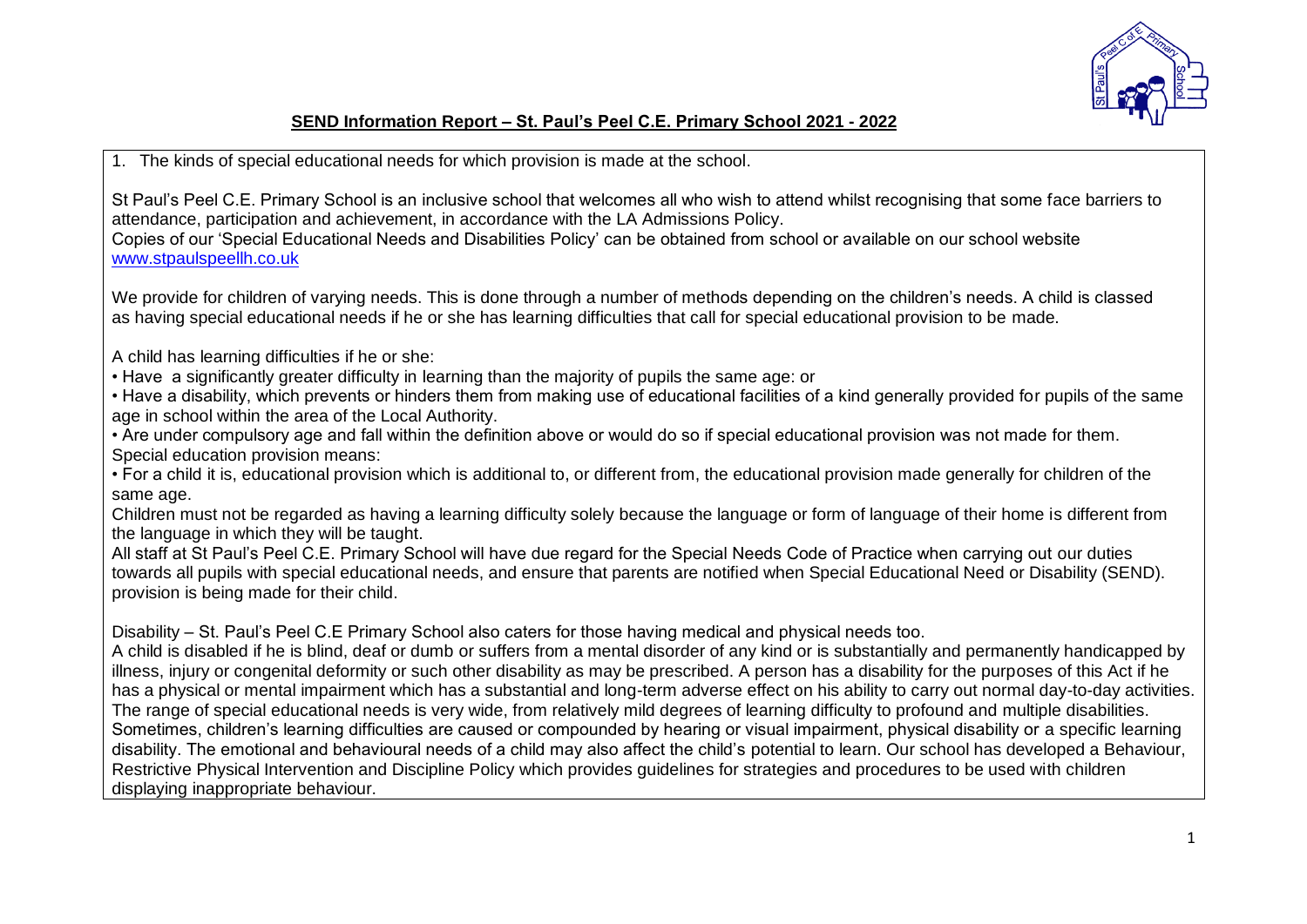# SEND Information Report – St. Paul's Peel C.E. Primary School 2021 - 2022

1. The kinds of special educational needs for which provision is made at the school.

St Paul's Peel C.E. Primary School is an inclusive school that welcomes all who wish to attend whilst recognising that some face barriers to attendance, participation and achievement, in accordance with the LA Admissions Policy.
Copies of our 'Special Educational Needs and Disabilities Policy' can be obtained from school or available on our school website [www.stpaulspeellh.co.uk](www.stpaulspeellh.co.uk)

We provide for children of varying needs. This is done through a number of methods depending on the children's needs. A child is classed as having special educational needs if he or she has learning difficulties that call for special educational provision to be made.

A child has learning difficulties if he or she:

- Have a significantly greater difficulty in learning than the majority of pupils the same age: or
- Have a disability, which prevents or hinders them from making use of educational facilities of a kind generally provided for pupils of the same age in school within the area of the Local Authority.
- Are under compulsory age and fall within the definition above or would do so if special educational provision was not made for them.

Special education provision means:

- For a child it is, educational provision which is additional to, or different from, the educational provision made generally for children of the same age.

Children must not be regarded as having a learning difficulty solely because the language or form of language of their home is different from the language in which they will be taught.
All staff at St Paul's Peel C.E. Primary School will have due regard for the Special Needs Code of Practice when carrying out our duties towards all pupils with special educational needs, and ensure that parents are notified when Special Educational Need or Disability (SEND). provision is being made for their child.

Disability – St. Paul's Peel C.E Primary School also caters for those having medical and physical needs too.
A child is disabled if he is blind, deaf or dumb or suffers from a mental disorder of any kind or is substantially and permanently handicapped by illness, injury or congenital deformity or such other disability as may be prescribed. A person has a disability for the purposes of this Act if he has a physical or mental impairment which has a substantial and long-term adverse effect on his ability to carry out normal day-to-day activities. The range of special educational needs is very wide, from relatively mild degrees of learning difficulty to profound and multiple disabilities. Sometimes, children's learning difficulties are caused or compounded by hearing or visual impairment, physical disability or a specific learning disability. The emotional and behavioural needs of a child may also affect the child's potential to learn. Our school has developed a Behaviour, Restrictive Physical Intervention and Discipline Policy which provides guidelines for strategies and procedures to be used with children displaying inappropriate behaviour.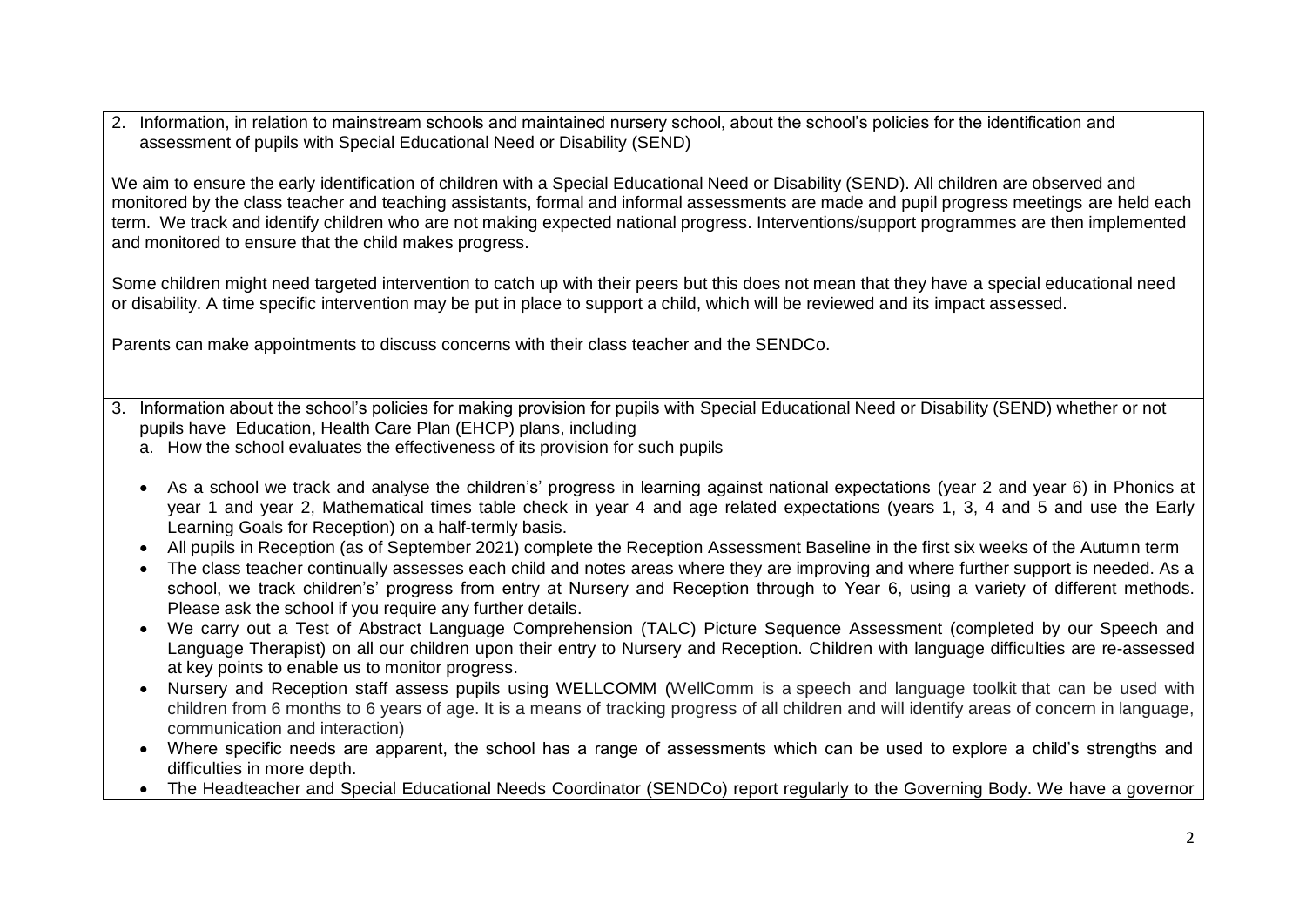2. Information, in relation to mainstream schools and maintained nursery school, about the school's policies for the identification and assessment of pupils with Special Educational Need or Disability (SEND)

We aim to ensure the early identification of children with a Special Educational Need or Disability (SEND). All children are observed and monitored by the class teacher and teaching assistants, formal and informal assessments are made and pupil progress meetings are held each term. We track and identify children who are not making expected national progress. Interventions/support programmes are then implemented and monitored to ensure that the child makes progress.

Some children might need targeted intervention to catch up with their peers but this does not mean that they have a special educational need or disability. A time specific intervention may be put in place to support a child, which will be reviewed and its impact assessed.

Parents can make appointments to discuss concerns with their class teacher and the SENDCo.

3. Information about the school's policies for making provision for pupils with Special Educational Need or Disability (SEND) whether or not pupils have Education, Health Care Plan (EHCP) plans, including
   a. How the school evaluates the effectiveness of its provision for such pupils

- As a school we track and analyse the children's' progress in learning against national expectations (year 2 and year 6) in Phonics at year 1 and year 2, Mathematical times table check in year 4 and age related expectations (years 1, 3, 4 and 5 and use the Early Learning Goals for Reception) on a half-termly basis.
- All pupils in Reception (as of September 2021) complete the Reception Assessment Baseline in the first six weeks of the Autumn term
- The class teacher continually assesses each child and notes areas where they are improving and where further support is needed. As a school, we track children's' progress from entry at Nursery and Reception through to Year 6, using a variety of different methods. Please ask the school if you require any further details.
- We carry out a Test of Abstract Language Comprehension (TALC) Picture Sequence Assessment (completed by our Speech and Language Therapist) on all our children upon their entry to Nursery and Reception. Children with language difficulties are re-assessed at key points to enable us to monitor progress.
- Nursery and Reception staff assess pupils using WELLCOMM (WellComm is a speech and language toolkit that can be used with children from 6 months to 6 years of age. It is a means of tracking progress of all children and will identify areas of concern in language, communication and interaction)
- Where specific needs are apparent, the school has a range of assessments which can be used to explore a child's strengths and difficulties in more depth.
- The Headteacher and Special Educational Needs Coordinator (SENDCo) report regularly to the Governing Body. We have a governor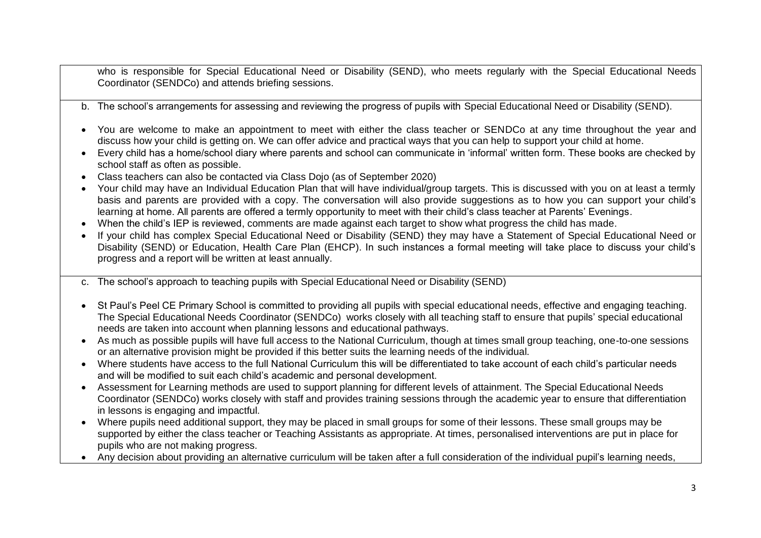who is responsible for Special Educational Need or Disability (SEND), who meets regularly with the Special Educational Needs Coordinator (SENDCo) and attends briefing sessions.

b. The school's arrangements for assessing and reviewing the progress of pupils with Special Educational Need or Disability (SEND).

- You are welcome to make an appointment to meet with either the class teacher or SENDCo at any time throughout the year and discuss how your child is getting on. We can offer advice and practical ways that you can help to support your child at home.
- Every child has a home/school diary where parents and school can communicate in 'informal' written form. These books are checked by school staff as often as possible.
- Class teachers can also be contacted via Class Dojo (as of September 2020)
- Your child may have an Individual Education Plan that will have individual/group targets. This is discussed with you on at least a termly basis and parents are provided with a copy. The conversation will also provide suggestions as to how you can support your child's learning at home. All parents are offered a termly opportunity to meet with their child's class teacher at Parents' Evenings.
- When the child's IEP is reviewed, comments are made against each target to show what progress the child has made.
- If your child has complex Special Educational Need or Disability (SEND) they may have a Statement of Special Educational Need or Disability (SEND) or Education, Health Care Plan (EHCP). In such instances a formal meeting will take place to discuss your child's progress and a report will be written at least annually.

c. The school's approach to teaching pupils with Special Educational Need or Disability (SEND)

- St Paul's Peel CE Primary School is committed to providing all pupils with special educational needs, effective and engaging teaching. The Special Educational Needs Coordinator (SENDCo) works closely with all teaching staff to ensure that pupils' special educational needs are taken into account when planning lessons and educational pathways.
- As much as possible pupils will have full access to the National Curriculum, though at times small group teaching, one-to-one sessions or an alternative provision might be provided if this better suits the learning needs of the individual.
- Where students have access to the full National Curriculum this will be differentiated to take account of each child's particular needs and will be modified to suit each child's academic and personal development.
- Assessment for Learning methods are used to support planning for different levels of attainment. The Special Educational Needs Coordinator (SENDCo) works closely with staff and provides training sessions through the academic year to ensure that differentiation in lessons is engaging and impactful.
- Where pupils need additional support, they may be placed in small groups for some of their lessons. These small groups may be supported by either the class teacher or Teaching Assistants as appropriate. At times, personalised interventions are put in place for pupils who are not making progress.
- Any decision about providing an alternative curriculum will be taken after a full consideration of the individual pupil's learning needs,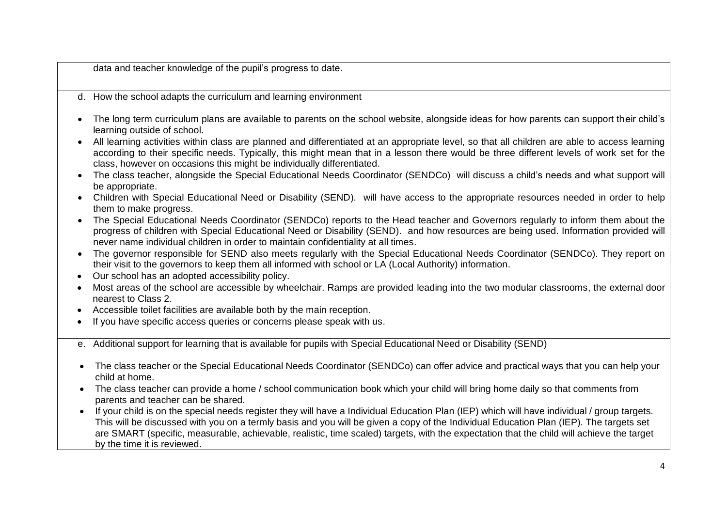data and teacher knowledge of the pupil's progress to date.

d. How the school adapts the curriculum and learning environment

- The long term curriculum plans are available to parents on the school website, alongside ideas for how parents can support their child's learning outside of school.
- All learning activities within class are planned and differentiated at an appropriate level, so that all children are able to access learning according to their specific needs. Typically, this might mean that in a lesson there would be three different levels of work set for the class, however on occasions this might be individually differentiated.
- The class teacher, alongside the Special Educational Needs Coordinator (SENDCo) will discuss a child's needs and what support will be appropriate.
- Children with Special Educational Need or Disability (SEND). will have access to the appropriate resources needed in order to help them to make progress.
- The Special Educational Needs Coordinator (SENDCo) reports to the Head teacher and Governors regularly to inform them about the progress of children with Special Educational Need or Disability (SEND). and how resources are being used. Information provided will never name individual children in order to maintain confidentiality at all times.
- The governor responsible for SEND also meets regularly with the Special Educational Needs Coordinator (SENDCo). They report on their visit to the governors to keep them all informed with school or LA (Local Authority) information.
- Our school has an adopted accessibility policy.
- Most areas of the school are accessible by wheelchair. Ramps are provided leading into the two modular classrooms, the external door nearest to Class 2.
- Accessible toilet facilities are available both by the main reception.
- If you have specific access queries or concerns please speak with us.

e. Additional support for learning that is available for pupils with Special Educational Need or Disability (SEND)

- The class teacher or the Special Educational Needs Coordinator (SENDCo) can offer advice and practical ways that you can help your child at home.
- The class teacher can provide a home / school communication book which your child will bring home daily so that comments from parents and teacher can be shared.
- If your child is on the special needs register they will have a Individual Education Plan (IEP) which will have individual / group targets. This will be discussed with you on a termly basis and you will be given a copy of the Individual Education Plan (IEP). The targets set are SMART (specific, measurable, achievable, realistic, time scaled) targets, with the expectation that the child will achieve the target by the time it is reviewed.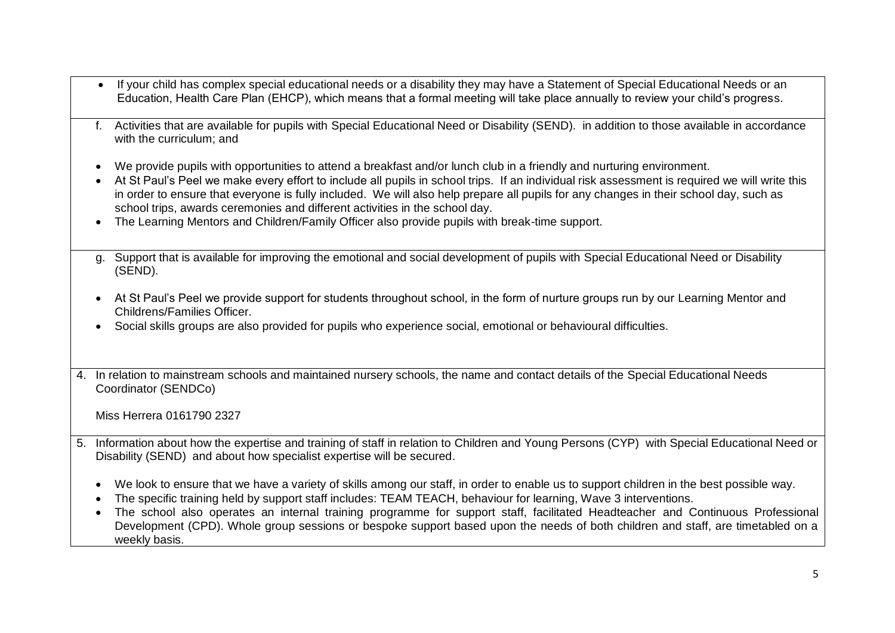- If your child has complex special educational needs or a disability they may have a Statement of Special Educational Needs or an Education, Health Care Plan (EHCP), which means that a formal meeting will take place annually to review your child's progress.

f. Activities that are available for pupils with Special Educational Need or Disability (SEND). in addition to those available in accordance with the curriculum; and

- We provide pupils with opportunities to attend a breakfast and/or lunch club in a friendly and nurturing environment.
- At St Paul's Peel we make every effort to include all pupils in school trips. If an individual risk assessment is required we will write this in order to ensure that everyone is fully included. We will also help prepare all pupils for any changes in their school day, such as school trips, awards ceremonies and different activities in the school day.
- The Learning Mentors and Children/Family Officer also provide pupils with break-time support.

g. Support that is available for improving the emotional and social development of pupils with Special Educational Need or Disability (SEND).

- At St Paul's Peel we provide support for students throughout school, in the form of nurture groups run by our Learning Mentor and Childrens/Families Officer.
- Social skills groups are also provided for pupils who experience social, emotional or behavioural difficulties.

4. In relation to mainstream schools and maintained nursery schools, the name and contact details of the Special Educational Needs Coordinator (SENDCo)

   Miss Herrera 0161790 2327

5. Information about how the expertise and training of staff in relation to Children and Young Persons (CYP) with Special Educational Need or Disability (SEND) and about how specialist expertise will be secured.

   - We look to ensure that we have a variety of skills among our staff, in order to enable us to support children in the best possible way.
   - The specific training held by support staff includes: TEAM TEACH, behaviour for learning, Wave 3 interventions.
   - The school also operates an internal training programme for support staff, facilitated Headteacher and Continuous Professional Development (CPD). Whole group sessions or bespoke support based upon the needs of both children and staff, are timetabled on a weekly basis.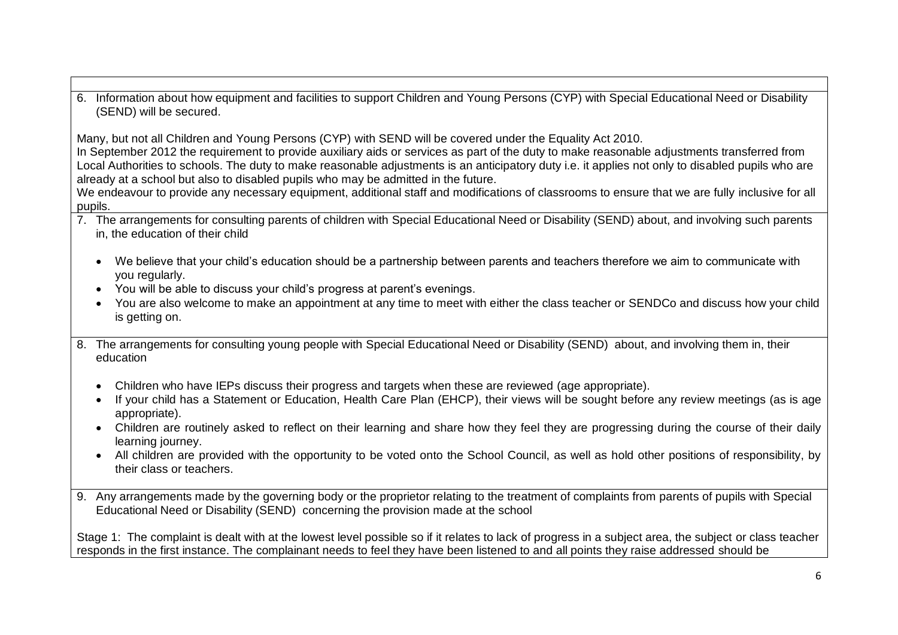6. Information about how equipment and facilities to support Children and Young Persons (CYP) with Special Educational Need or Disability (SEND) will be secured.

Many, but not all Children and Young Persons (CYP) with SEND will be covered under the Equality Act 2010.
In September 2012 the requirement to provide auxiliary aids or services as part of the duty to make reasonable adjustments transferred from Local Authorities to schools. The duty to make reasonable adjustments is an anticipatory duty i.e. it applies not only to disabled pupils who are already at a school but also to disabled pupils who may be admitted in the future.
We endeavour to provide any necessary equipment, additional staff and modifications of classrooms to ensure that we are fully inclusive for all pupils.

7. The arrangements for consulting parents of children with Special Educational Need or Disability (SEND) about, and involving such parents in, the education of their child

- We believe that your child's education should be a partnership between parents and teachers therefore we aim to communicate with you regularly.
- You will be able to discuss your child's progress at parent's evenings.
- You are also welcome to make an appointment at any time to meet with either the class teacher or SENDCo and discuss how your child is getting on.

8. The arrangements for consulting young people with Special Educational Need or Disability (SEND) about, and involving them in, their education

- Children who have IEPs discuss their progress and targets when these are reviewed (age appropriate).
- If your child has a Statement or Education, Health Care Plan (EHCP), their views will be sought before any review meetings (as is age appropriate).
- Children are routinely asked to reflect on their learning and share how they feel they are progressing during the course of their daily learning journey.
- All children are provided with the opportunity to be voted onto the School Council, as well as hold other positions of responsibility, by their class or teachers.

9. Any arrangements made by the governing body or the proprietor relating to the treatment of complaints from parents of pupils with Special Educational Need or Disability (SEND) concerning the provision made at the school

Stage 1: The complaint is dealt with at the lowest level possible so if it relates to lack of progress in a subject area, the subject or class teacher responds in the first instance. The complainant needs to feel they have been listened to and all points they raise addressed should be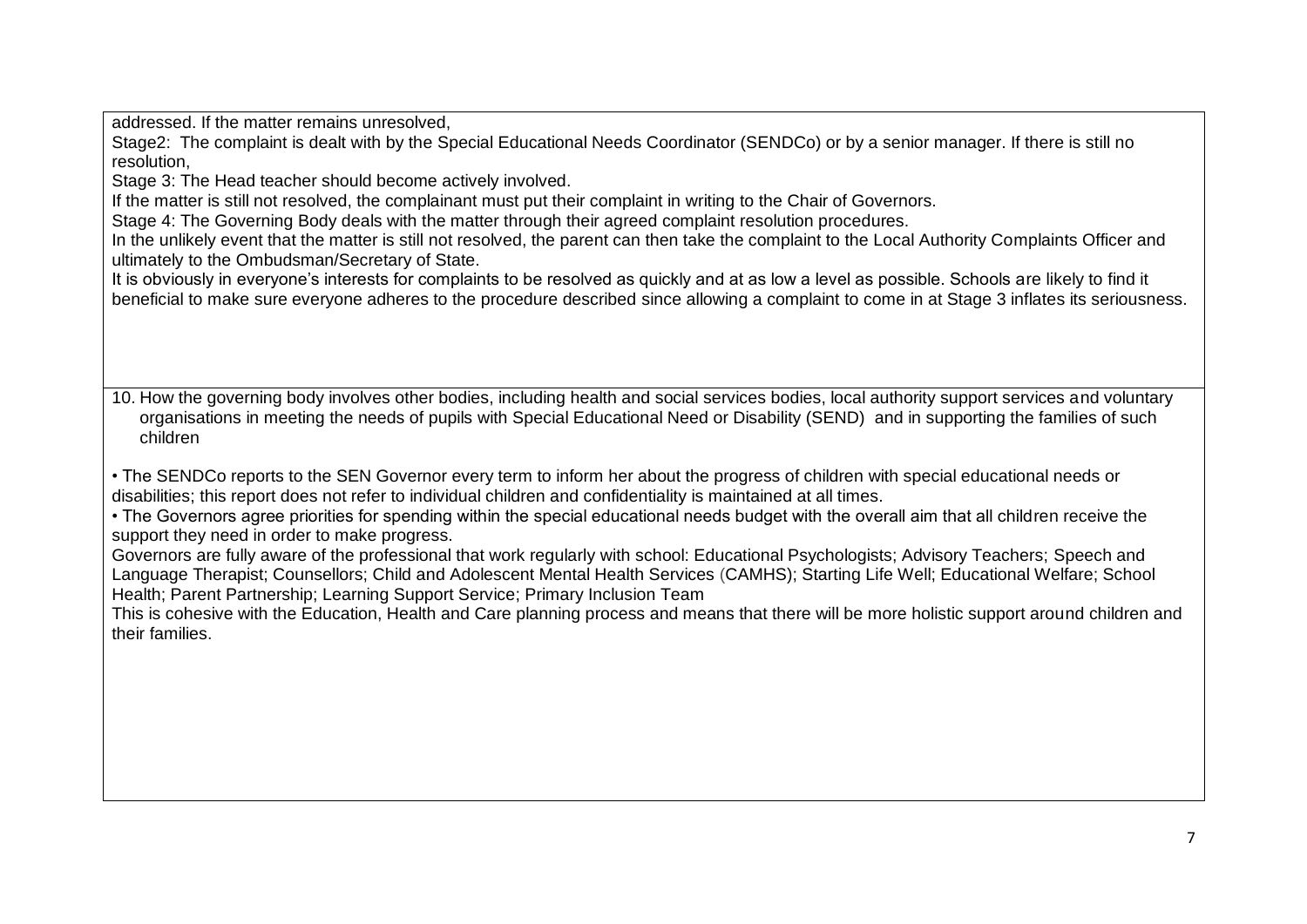addressed. If the matter remains unresolved,

Stage2: The complaint is dealt with by the Special Educational Needs Coordinator (SENDCo) or by a senior manager. If there is still no resolution,

Stage 3: The Head teacher should become actively involved.

If the matter is still not resolved, the complainant must put their complaint in writing to the Chair of Governors.

Stage 4: The Governing Body deals with the matter through their agreed complaint resolution procedures.

In the unlikely event that the matter is still not resolved, the parent can then take the complaint to the Local Authority Complaints Officer and ultimately to the Ombudsman/Secretary of State.

It is obviously in everyone's interests for complaints to be resolved as quickly and at as low a level as possible. Schools are likely to find it beneficial to make sure everyone adheres to the procedure described since allowing a complaint to come in at Stage 3 inflates its seriousness.

10. How the governing body involves other bodies, including health and social services bodies, local authority support services and voluntary organisations in meeting the needs of pupils with Special Educational Need or Disability (SEND) and in supporting the families of such children

• The SENDCo reports to the SEN Governor every term to inform her about the progress of children with special educational needs or disabilities; this report does not refer to individual children and confidentiality is maintained at all times.

• The Governors agree priorities for spending within the special educational needs budget with the overall aim that all children receive the support they need in order to make progress.

Governors are fully aware of the professional that work regularly with school: Educational Psychologists; Advisory Teachers; Speech and Language Therapist; Counsellors; Child and Adolescent Mental Health Services (CAMHS); Starting Life Well; Educational Welfare; School Health; Parent Partnership; Learning Support Service; Primary Inclusion Team

This is cohesive with the Education, Health and Care planning process and means that there will be more holistic support around children and their families.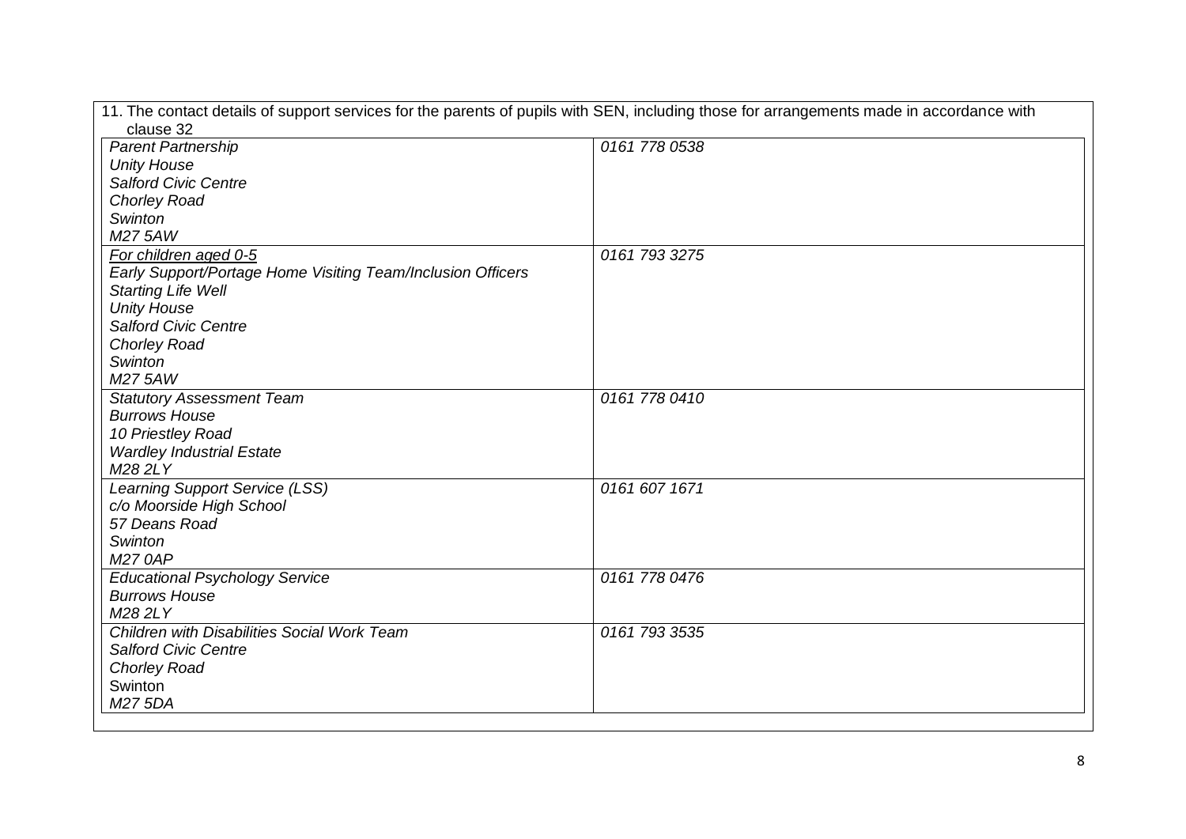11. The contact details of support services for the parents of pupils with SEN, including those for arrangements made in accordance with clause 32

| | |
|---|---|
| *Parent Partnership*<br>*Unity House*<br>*Salford Civic Centre*<br>*Chorley Road*<br>*Swinton*<br>*M27 5AW* | *0161 778 0538* |
| *For children aged 0-5*<br>*Early Support/Portage Home Visiting Team/Inclusion Officers*<br>*Starting Life Well*<br>*Unity House*<br>*Salford Civic Centre*<br>*Chorley Road*<br>*Swinton*<br>*M27 5AW* | *0161 793 3275* |
| *Statutory Assessment Team*<br>*Burrows House*<br>*10 Priestley Road*<br>*Wardley Industrial Estate*<br>*M28 2LY* | *0161 778 0410* |
| *Learning Support Service (LSS)*<br>*c/o Moorside High School*<br>*57 Deans Road*<br>*Swinton*<br>*M27 0AP* | *0161 607 1671* |
| *Educational Psychology Service*<br>*Burrows House*<br>*M28 2LY* | *0161 778 0476* |
| *Children with Disabilities Social Work Team*<br>*Salford Civic Centre*<br>*Chorley Road*<br>Swinton<br>*M27 5DA* | *0161 793 3535* |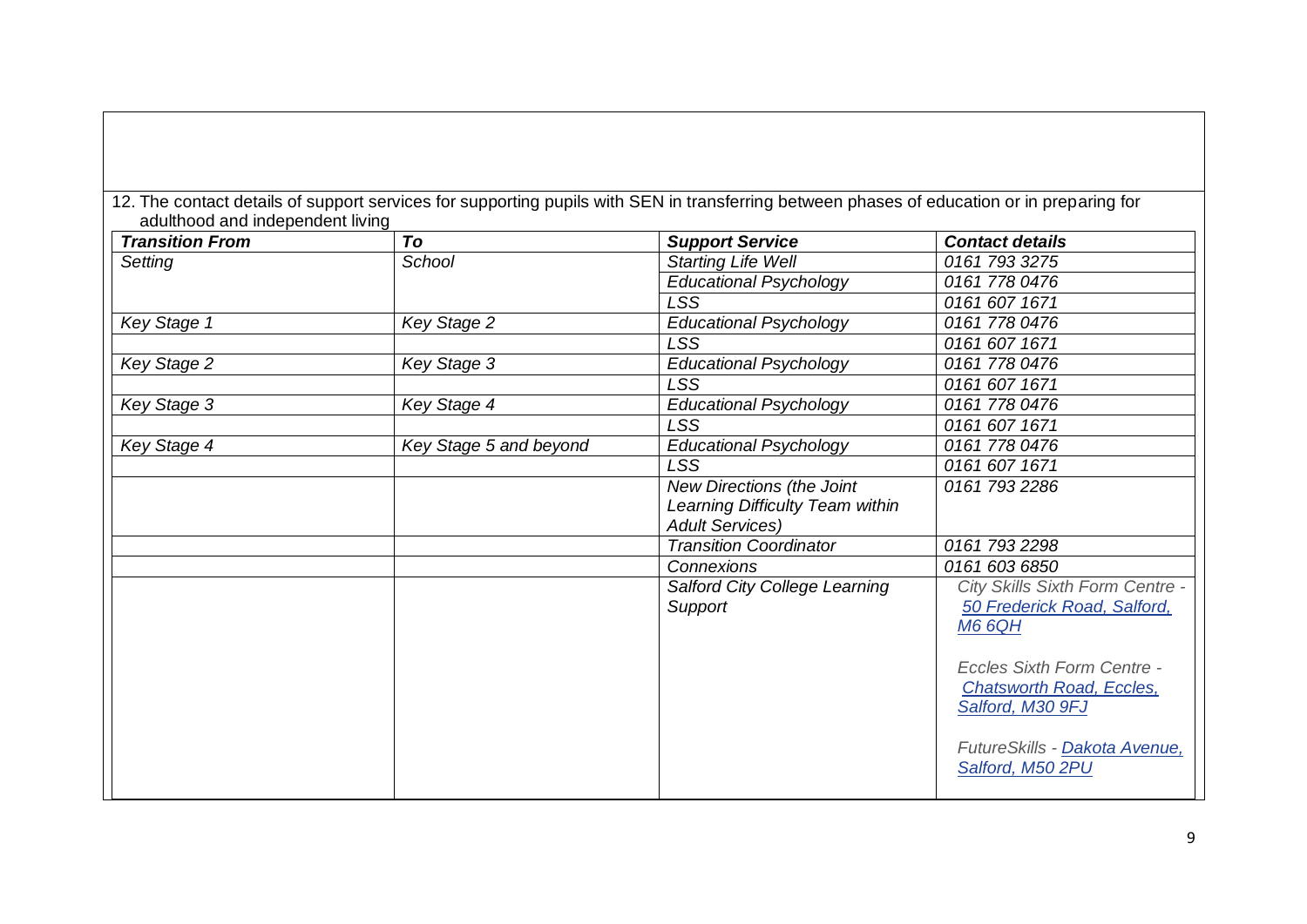12. The contact details of support services for supporting pupils with SEN in transferring between phases of education or in preparing for adulthood and independent living

| *Transition From* | *To* | *Support Service* | *Contact details* |
|---|---|---|---|
| *Setting* | *School* | *Starting Life Well* | *0161 793 3275* |
| | | *Educational Psychology* | *0161 778 0476* |
| | | *LSS* | *0161 607 1671* |
| *Key Stage 1* | *Key Stage 2* | *Educational Psychology* | *0161 778 0476* |
| | | *LSS* | *0161 607 1671* |
| *Key Stage 2* | *Key Stage 3* | *Educational Psychology* | *0161 778 0476* |
| | | *LSS* | *0161 607 1671* |
| *Key Stage 3* | *Key Stage 4* | *Educational Psychology* | *0161 778 0476* |
| | | *LSS* | *0161 607 1671* |
| *Key Stage 4* | *Key Stage 5 and beyond* | *Educational Psychology* | *0161 778 0476* |
| | | *LSS* | *0161 607 1671* |
| | | *New Directions (the Joint Learning Difficulty Team within Adult Services)* | *0161 793 2286* |
| | | *Transition Coordinator* | *0161 793 2298* |
| | | *Connexions* | *0161 603 6850* |
| | | *Salford City College Learning Support* | *City Skills Sixth Form Centre - 50 Frederick Road, Salford, M6 6QH*<br><br>*Eccles Sixth Form Centre - Chatsworth Road, Eccles, Salford, M30 9FJ*<br><br>*FutureSkills - Dakota Avenue, Salford, M50 2PU* |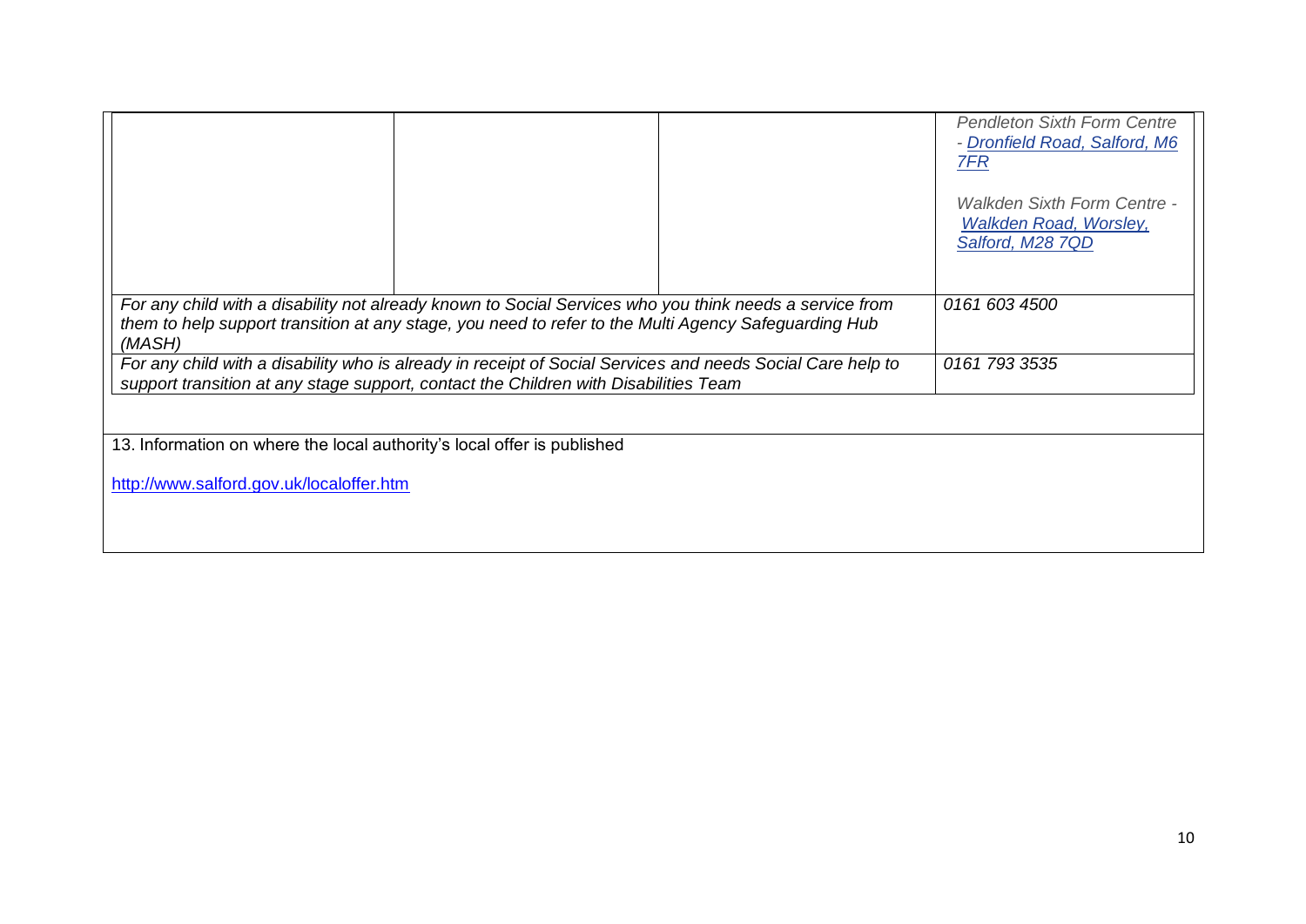| | | | |
|---|---|---|---|
| | | | *Pendleton Sixth Form Centre - [Dronfield Road, Salford, M6 7FR]*<br><br>*Walkden Sixth Form Centre - [Walkden Road, Worsley, Salford, M28 7QD]* |
| *For any child with a disability not already known to Social Services who you think needs a service from them to help support transition at any stage, you need to refer to the Multi Agency Safeguarding Hub (MASH)* | | | *0161 603 4500* |
| *For any child with a disability who is already in receipt of Social Services and needs Social Care help to support transition at any stage support, contact the Children with Disabilities Team* | | | *0161 793 3535* |

13. Information on where the local authority's local offer is published

http://www.salford.gov.uk/localoffer.htm